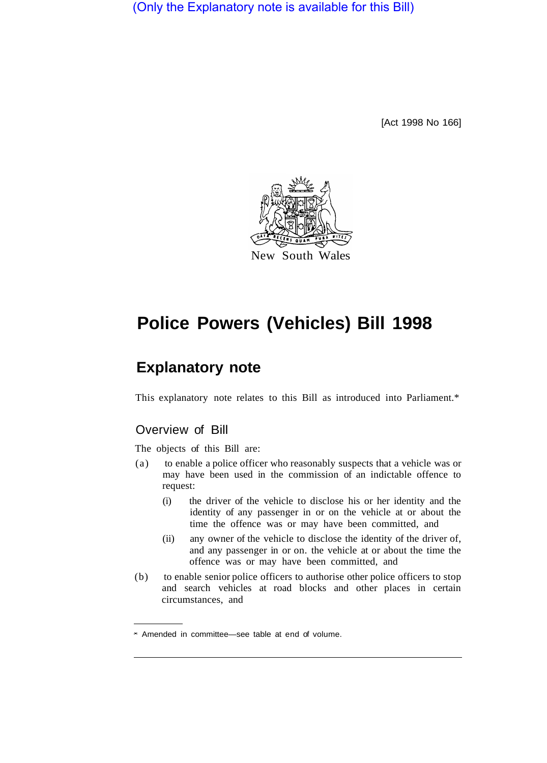(Only the Explanatory note is available for this Bill)

[Act 1998 No 166]

New South Wales

# Police Powers (Vehicles) Bill 1998

## Explanatory note

This explanatory note relates to this Bill as introduced into Parliament.*

### Overview of Bill

The objects of this Bill are:

(a) to enable a police officer who reasonably suspects that a vehicle was or may have been used in the commission of an indictable offence to request:

  (i) the driver of the vehicle to disclose his or her identity and the identity of any passenger in or on the vehicle at or about the time the offence was or may have been committed, and

  (ii) any owner of the vehicle to disclose the identity of the driver of, and any passenger in or on. the vehicle at or about the time the offence was or may have been committed, and

(b) to enable senior police officers to authorise other police officers to stop and search vehicles at road blocks and other places in certain circumstances, and

* Amended in committee—see table at end of volume.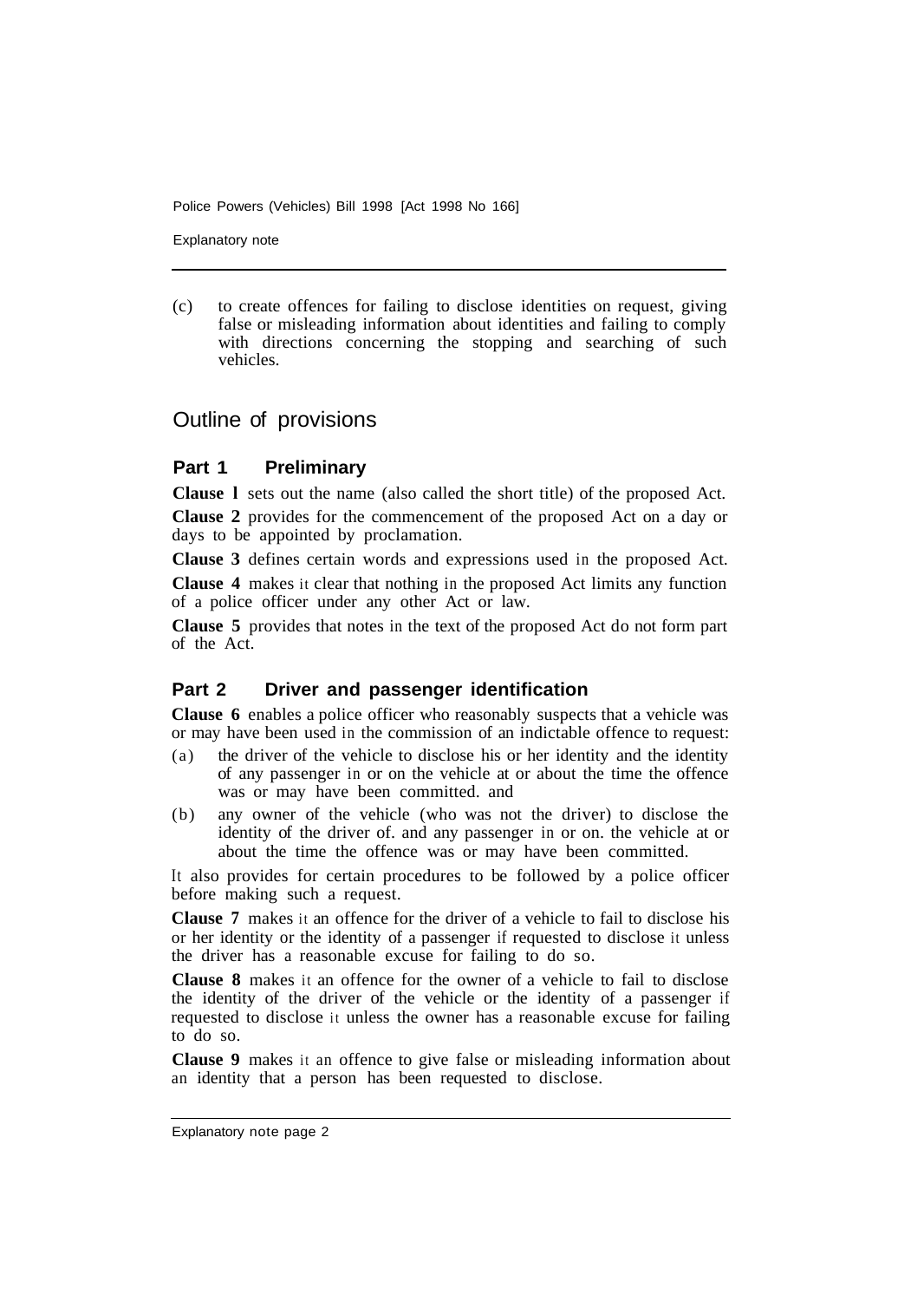(c) to create offences for failing to disclose identities on request, giving false or misleading information about identities and failing to comply with directions concerning the stopping and searching of such vehicles.

## Outline of provisions

### Part 1 Preliminary

**Clause l** sets out the name (also called the short title) of the proposed Act.

**Clause 2** provides for the commencement of the proposed Act on a day or days to be appointed by proclamation.

**Clause 3** defines certain words and expressions used in the proposed Act.

**Clause 4** makes it clear that nothing in the proposed Act limits any function of a police officer under any other Act or law.

**Clause 5** provides that notes in the text of the proposed Act do not form part of the Act.

### Part 2 Driver and passenger identification

**Clause 6** enables a police officer who reasonably suspects that a vehicle was or may have been used in the commission of an indictable offence to request:

(a) the driver of the vehicle to disclose his or her identity and the identity of any passenger in or on the vehicle at or about the time the offence was or may have been committed. and

(b) any owner of the vehicle (who was not the driver) to disclose the identity of the driver of. and any passenger in or on. the vehicle at or about the time the offence was or may have been committed.

It also provides for certain procedures to be followed by a police officer before making such a request.

**Clause 7** makes it an offence for the driver of a vehicle to fail to disclose his or her identity or the identity of a passenger if requested to disclose it unless the driver has a reasonable excuse for failing to do so.

**Clause 8** makes it an offence for the owner of a vehicle to fail to disclose the identity of the driver of the vehicle or the identity of a passenger if requested to disclose it unless the owner has a reasonable excuse for failing to do so.

**Clause 9** makes it an offence to give false or misleading information about an identity that a person has been requested to disclose.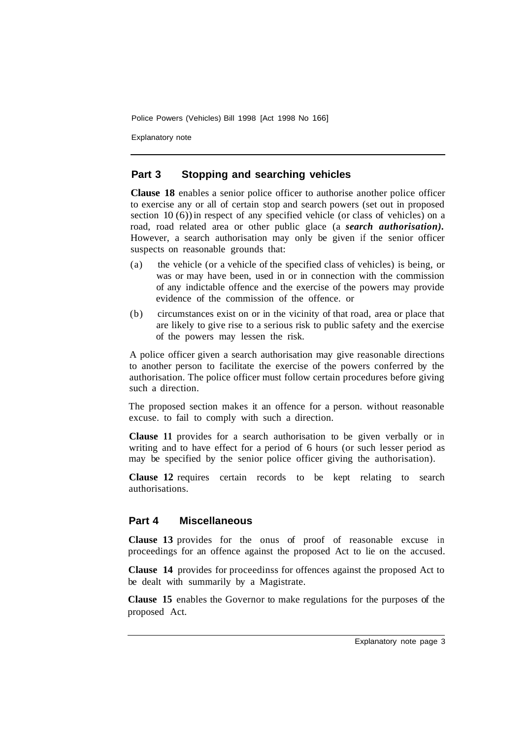## Part 3 Stopping and searching vehicles

**Clause 18** enables a senior police officer to authorise another police officer to exercise any or all of certain stop and search powers (set out in proposed section 10 (6)) in respect of any specified vehicle (or class of vehicles) on a road, road related area or other public glace (a ***search authorisation).*** However, a search authorisation may only be given if the senior officer suspects on reasonable grounds that:

(a) the vehicle (or a vehicle of the specified class of vehicles) is being, or was or may have been, used in or in connection with the commission of any indictable offence and the exercise of the powers may provide evidence of the commission of the offence. or

(b) circumstances exist on or in the vicinity of that road, area or place that are likely to give rise to a serious risk to public safety and the exercise of the powers may lessen the risk.

A police officer given a search authorisation may give reasonable directions to another person to facilitate the exercise of the powers conferred by the authorisation. The police officer must follow certain procedures before giving such a direction.

The proposed section makes it an offence for a person. without reasonable excuse. to fail to comply with such a direction.

**Clause 11** provides for a search authorisation to be given verbally or in writing and to have effect for a period of 6 hours (or such lesser period as may be specified by the senior police officer giving the authorisation).

**Clause 12** requires certain records to be kept relating to search authorisations.

## Part 4 Miscellaneous

**Clause 13** provides for the onus of proof of reasonable excuse in proceedings for an offence against the proposed Act to lie on the accused.

**Clause 14** provides for proceedinss for offences against the proposed Act to be dealt with summarily by a Magistrate.

**Clause 15** enables the Governor to make regulations for the purposes of the proposed Act.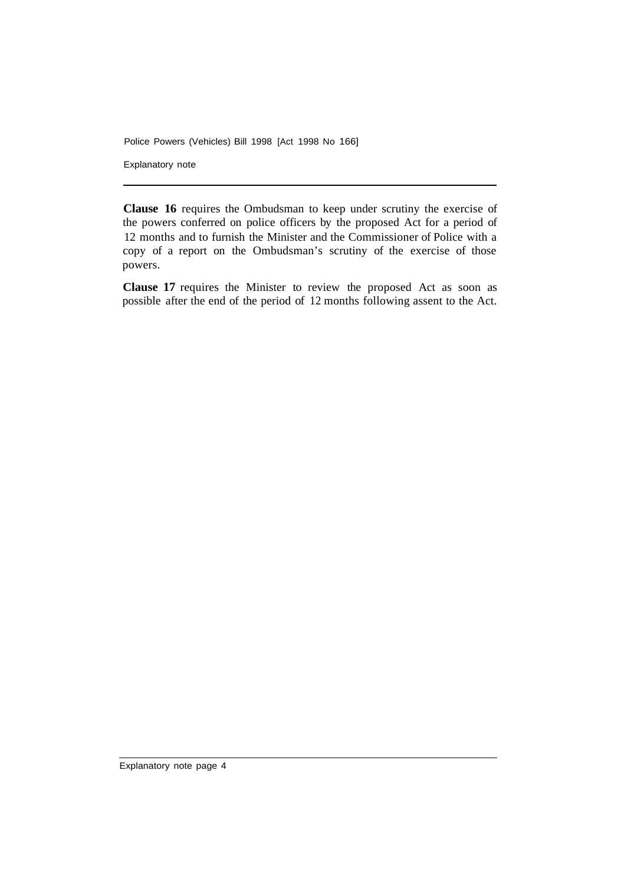**Clause 16** requires the Ombudsman to keep under scrutiny the exercise of the powers conferred on police officers by the proposed Act for a period of 12 months and to furnish the Minister and the Commissioner of Police with a copy of a report on the Ombudsman's scrutiny of the exercise of those powers.

**Clause 17** requires the Minister to review the proposed Act as soon as possible after the end of the period of 12 months following assent to the Act.